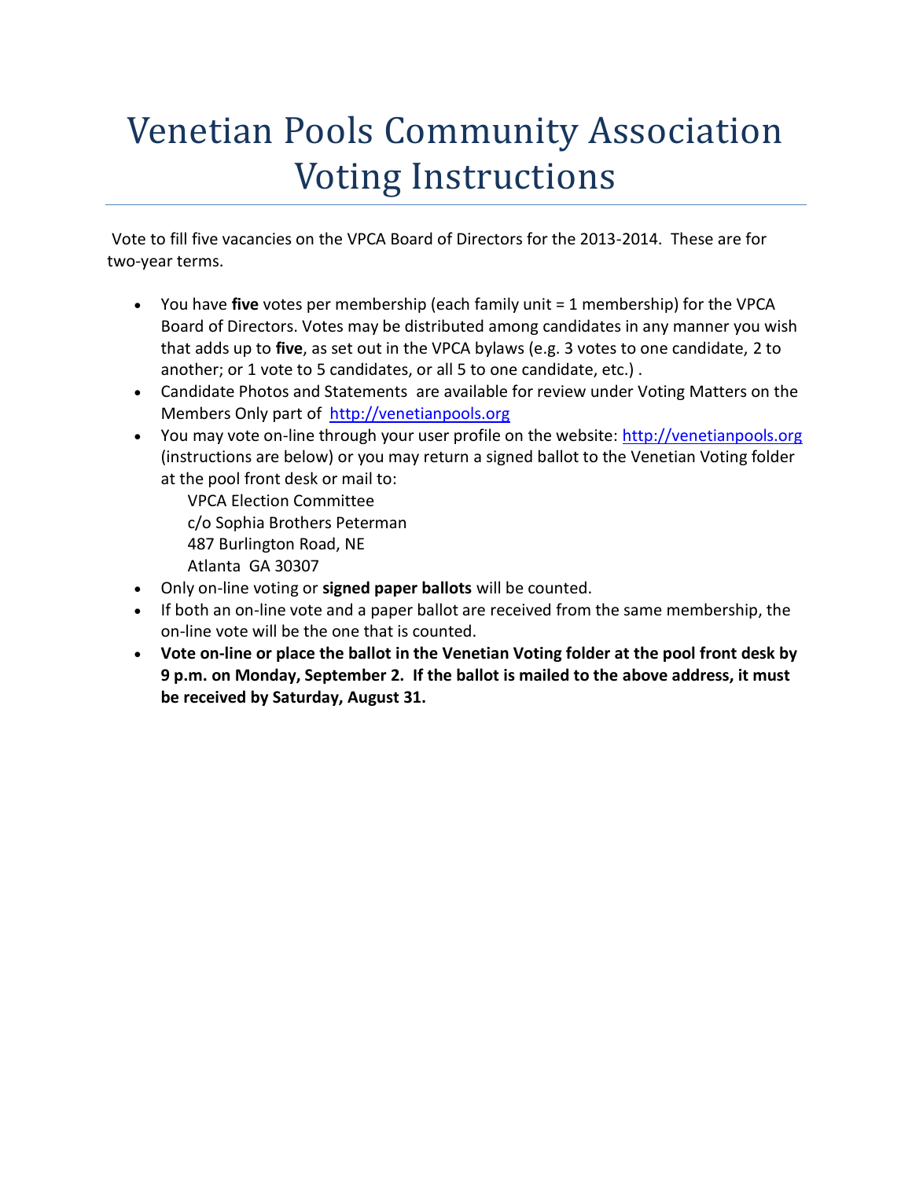# Venetian Pools Community Association Voting Instructions

Vote to fill five vacancies on the VPCA Board of Directors for the 2013-2014. These are for two-year terms.

- You have **five** votes per membership (each family unit = 1 membership) for the VPCA Board of Directors. Votes may be distributed among candidates in any manner you wish that adds up to **five**, as set out in the VPCA bylaws (e.g. 3 votes to one candidate, 2 to another; or 1 vote to 5 candidates, or all 5 to one candidate, etc.) .
- Candidate Photos and Statements are available for review under Voting Matters on the Members Only part of http://venetianpools.org
- You may vote on-line through your user profile on the website: http://venetianpools.org (instructions are below) or you may return a signed ballot to the Venetian Voting folder at the pool front desk or mail to:

  VPCA Election Committee
  c/o Sophia Brothers Peterman
  487 Burlington Road, NE
  Atlanta GA 30307
- Only on-line voting or **signed paper ballots** will be counted.
- If both an on-line vote and a paper ballot are received from the same membership, the on-line vote will be the one that is counted.
- **Vote on-line or place the ballot in the Venetian Voting folder at the pool front desk by 9 p.m. on Monday, September 2. If the ballot is mailed to the above address, it must be received by Saturday, August 31.**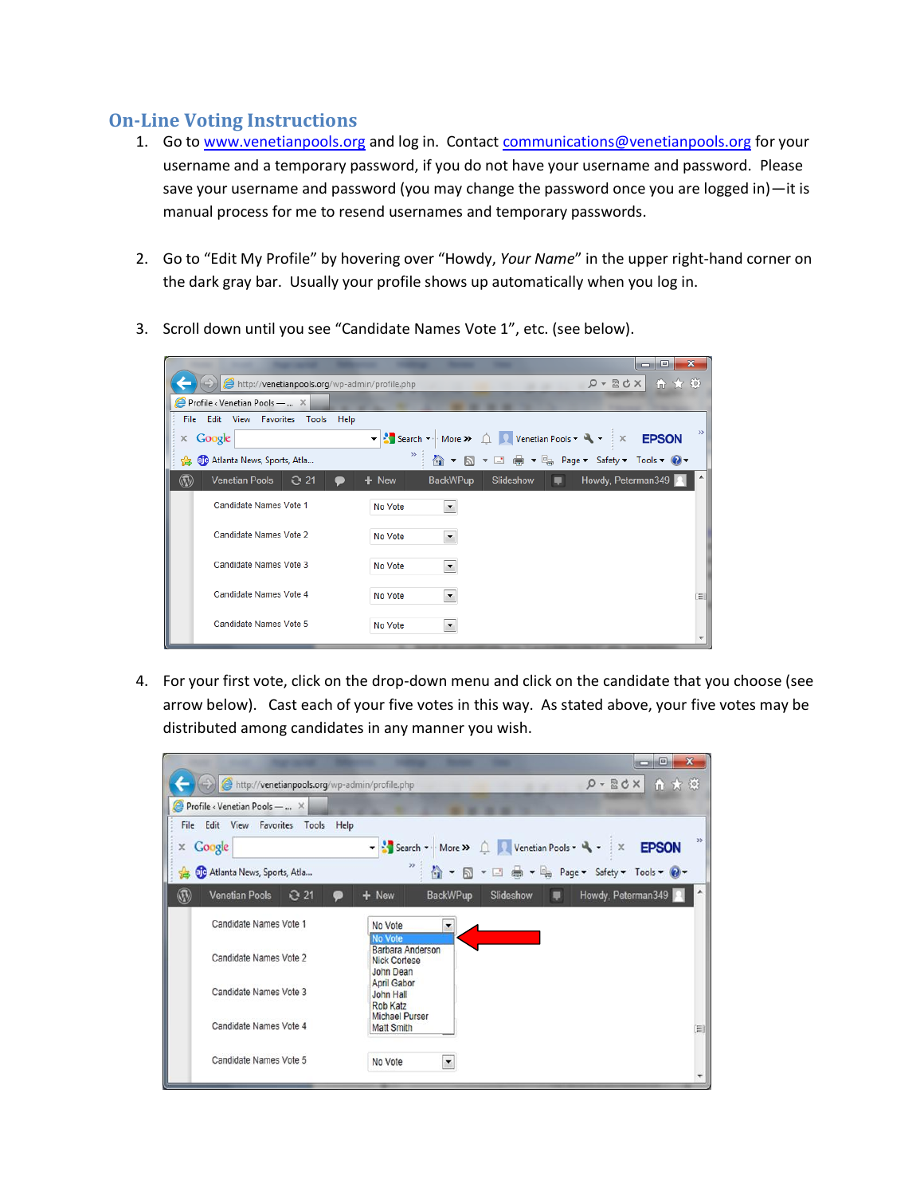## On-Line Voting Instructions

1. Go to www.venetianpools.org and log in. Contact communications@venetianpools.org for your username and a temporary password, if you do not have your username and password. Please save your username and password (you may change the password once you are logged in)—it is manual process for me to resend usernames and temporary passwords.

2. Go to "Edit My Profile" by hovering over "Howdy, *Your Name*" in the upper right-hand corner on the dark gray bar. Usually your profile shows up automatically when you log in.

3. Scroll down until you see "Candidate Names Vote 1", etc. (see below).

4. For your first vote, click on the drop-down menu and click on the candidate that you choose (see arrow below). Cast each of your five votes in this way. As stated above, your five votes may be distributed among candidates in any manner you wish.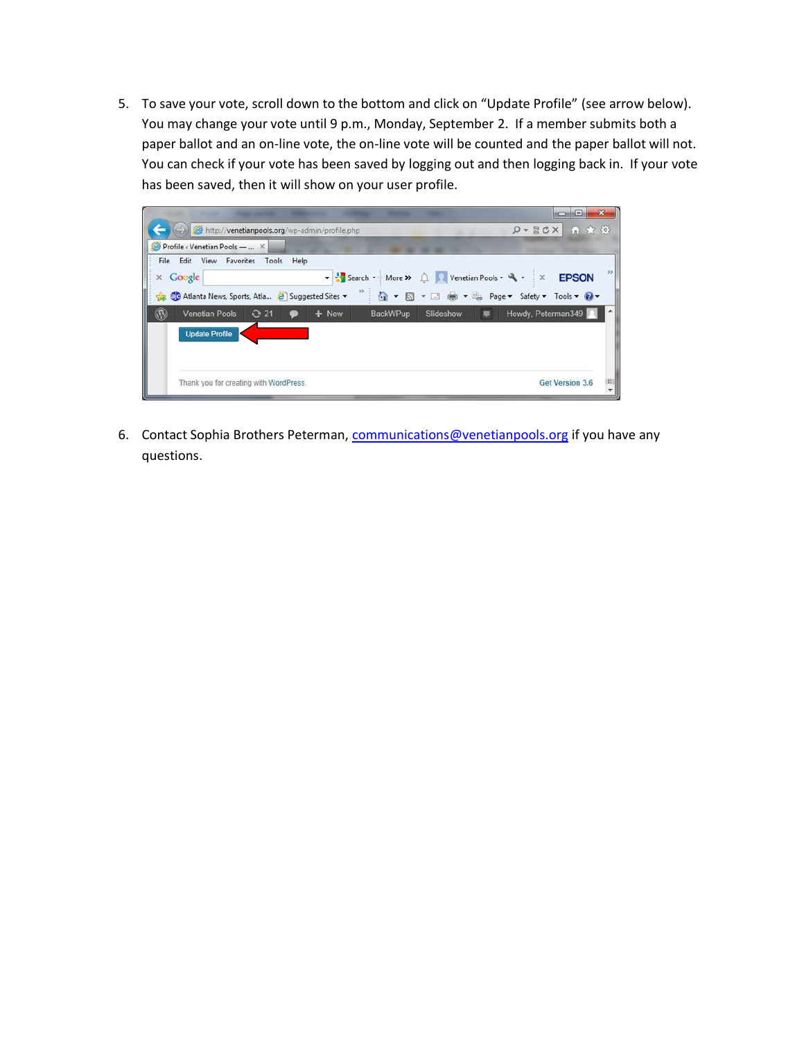5. To save your vote, scroll down to the bottom and click on "Update Profile" (see arrow below). You may change your vote until 9 p.m., Monday, September 2. If a member submits both a paper ballot and an on-line vote, the on-line vote will be counted and the paper ballot will not. You can check if your vote has been saved by logging out and then logging back in. If your vote has been saved, then it will show on your user profile.

6. Contact Sophia Brothers Peterman, [communications@venetianpools.org](mailto:communications@venetianpools.org) if you have any questions.